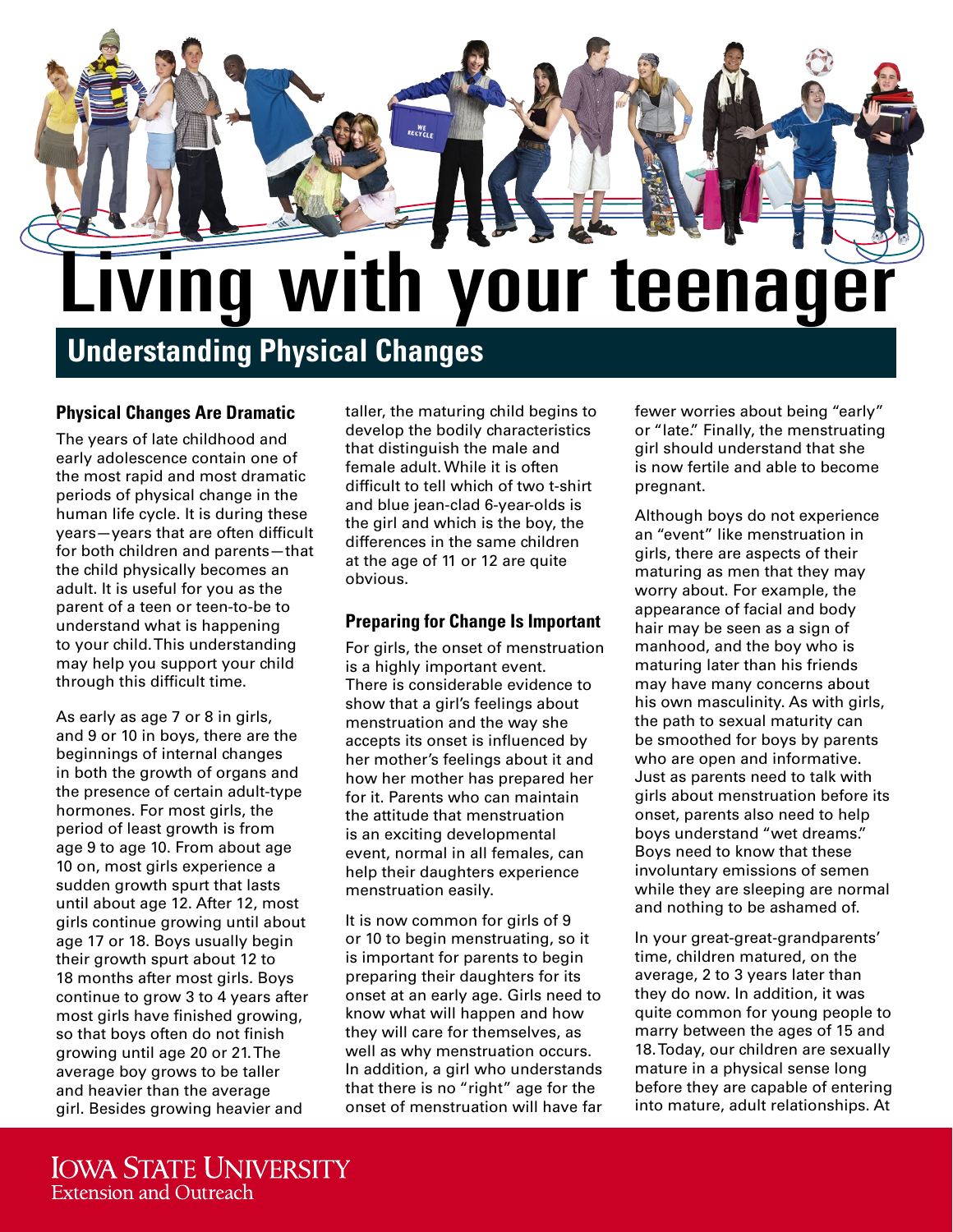# Living with your teenager

## Understanding Physical Changes

### Physical Changes Are Dramatic

The years of late childhood and early adolescence contain one of the most rapid and most dramatic periods of physical change in the human life cycle. It is during these years—years that are often difficult for both children and parents—that the child physically becomes an adult. It is useful for you as the parent of a teen or teen-to-be to understand what is happening to your child. This understanding may help you support your child through this difficult time.

As early as age 7 or 8 in girls, and 9 or 10 in boys, there are the beginnings of internal changes in both the growth of organs and the presence of certain adult-type hormones. For most girls, the period of least growth is from age 9 to age 10. From about age 10 on, most girls experience a sudden growth spurt that lasts until about age 12. After 12, most girls continue growing until about age 17 or 18. Boys usually begin their growth spurt about 12 to 18 months after most girls. Boys continue to grow 3 to 4 years after most girls have finished growing, so that boys often do not finish growing until age 20 or 21. The average boy grows to be taller and heavier than the average girl. Besides growing heavier and taller, the maturing child begins to develop the bodily characteristics that distinguish the male and female adult. While it is often difficult to tell which of two t-shirt and blue jean-clad 6-year-olds is the girl and which is the boy, the differences in the same children at the age of 11 or 12 are quite obvious.

### Preparing for Change Is Important

For girls, the onset of menstruation is a highly important event. There is considerable evidence to show that a girl's feelings about menstruation and the way she accepts its onset is influenced by her mother's feelings about it and how her mother has prepared her for it. Parents who can maintain the attitude that menstruation is an exciting developmental event, normal in all females, can help their daughters experience menstruation easily.

It is now common for girls of 9 or 10 to begin menstruating, so it is important for parents to begin preparing their daughters for its onset at an early age. Girls need to know what will happen and how they will care for themselves, as well as why menstruation occurs. In addition, a girl who understands that there is no "right" age for the onset of menstruation will have far fewer worries about being "early" or "late." Finally, the menstruating girl should understand that she is now fertile and able to become pregnant.

Although boys do not experience an "event" like menstruation in girls, there are aspects of their maturing as men that they may worry about. For example, the appearance of facial and body hair may be seen as a sign of manhood, and the boy who is maturing later than his friends may have many concerns about his own masculinity. As with girls, the path to sexual maturity can be smoothed for boys by parents who are open and informative. Just as parents need to talk with girls about menstruation before its onset, parents also need to help boys understand "wet dreams." Boys need to know that these involuntary emissions of semen while they are sleeping are normal and nothing to be ashamed of.

In your great-great-grandparents' time, children matured, on the average, 2 to 3 years later than they do now. In addition, it was quite common for young people to marry between the ages of 15 and 18. Today, our children are sexually mature in a physical sense long before they are capable of entering into mature, adult relationships. At

Iowa State University
Extension and Outreach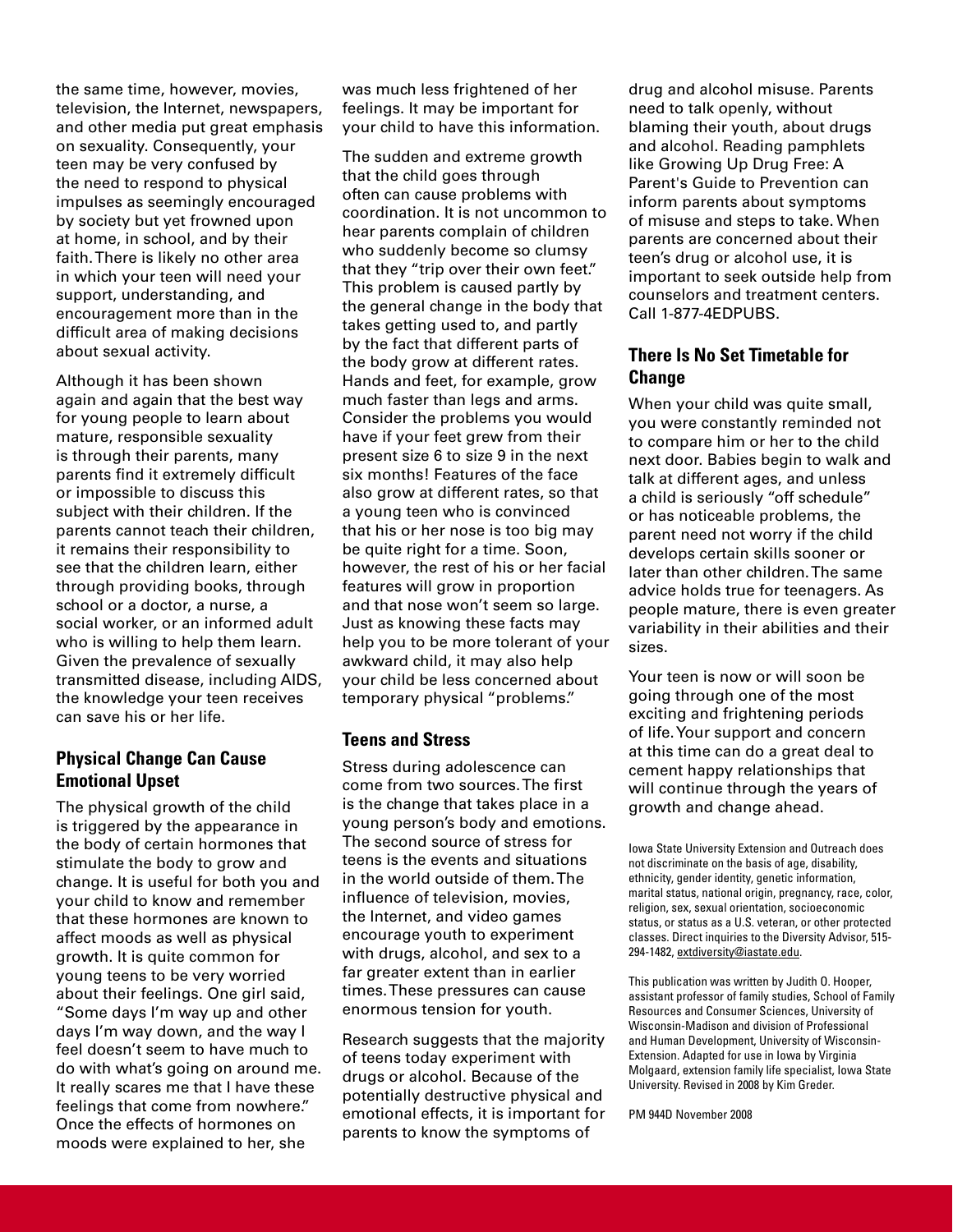the same time, however, movies, television, the Internet, newspapers, and other media put great emphasis on sexuality. Consequently, your teen may be very confused by the need to respond to physical impulses as seemingly encouraged by society but yet frowned upon at home, in school, and by their faith. There is likely no other area in which your teen will need your support, understanding, and encouragement more than in the difficult area of making decisions about sexual activity.

Although it has been shown again and again that the best way for young people to learn about mature, responsible sexuality is through their parents, many parents find it extremely difficult or impossible to discuss this subject with their children. If the parents cannot teach their children, it remains their responsibility to see that the children learn, either through providing books, through school or a doctor, a nurse, a social worker, or an informed adult who is willing to help them learn. Given the prevalence of sexually transmitted disease, including AIDS, the knowledge your teen receives can save his or her life.

## Physical Change Can Cause Emotional Upset

The physical growth of the child is triggered by the appearance in the body of certain hormones that stimulate the body to grow and change. It is useful for both you and your child to know and remember that these hormones are known to affect moods as well as physical growth. It is quite common for young teens to be very worried about their feelings. One girl said, "Some days I'm way up and other days I'm way down, and the way I feel doesn't seem to have much to do with what's going on around me. It really scares me that I have these feelings that come from nowhere." Once the effects of hormones on moods were explained to her, she was much less frightened of her feelings. It may be important for your child to have this information.

The sudden and extreme growth that the child goes through often can cause problems with coordination. It is not uncommon to hear parents complain of children who suddenly become so clumsy that they "trip over their own feet." This problem is caused partly by the general change in the body that takes getting used to, and partly by the fact that different parts of the body grow at different rates. Hands and feet, for example, grow much faster than legs and arms. Consider the problems you would have if your feet grew from their present size 6 to size 9 in the next six months! Features of the face also grow at different rates, so that a young teen who is convinced that his or her nose is too big may be quite right for a time. Soon, however, the rest of his or her facial features will grow in proportion and that nose won't seem so large. Just as knowing these facts may help you to be more tolerant of your awkward child, it may also help your child be less concerned about temporary physical "problems."

## Teens and Stress

Stress during adolescence can come from two sources. The first is the change that takes place in a young person's body and emotions. The second source of stress for teens is the events and situations in the world outside of them. The influence of television, movies, the Internet, and video games encourage youth to experiment with drugs, alcohol, and sex to a far greater extent than in earlier times. These pressures can cause enormous tension for youth.

Research suggests that the majority of teens today experiment with drugs or alcohol. Because of the potentially destructive physical and emotional effects, it is important for parents to know the symptoms of drug and alcohol misuse. Parents need to talk openly, without blaming their youth, about drugs and alcohol. Reading pamphlets like Growing Up Drug Free: A Parent's Guide to Prevention can inform parents about symptoms of misuse and steps to take. When parents are concerned about their teen's drug or alcohol use, it is important to seek outside help from counselors and treatment centers. Call 1-877-4EDPUBS.

## There Is No Set Timetable for Change

When your child was quite small, you were constantly reminded not to compare him or her to the child next door. Babies begin to walk and talk at different ages, and unless a child is seriously "off schedule" or has noticeable problems, the parent need not worry if the child develops certain skills sooner or later than other children. The same advice holds true for teenagers. As people mature, there is even greater variability in their abilities and their sizes.

Your teen is now or will soon be going through one of the most exciting and frightening periods of life. Your support and concern at this time can do a great deal to cement happy relationships that will continue through the years of growth and change ahead.

Iowa State University Extension and Outreach does not discriminate on the basis of age, disability, ethnicity, gender identity, genetic information, marital status, national origin, pregnancy, race, color, religion, sex, sexual orientation, socioeconomic status, or status as a U.S. veteran, or other protected classes. Direct inquiries to the Diversity Advisor, 515-294-1482, extdiversity@iastate.edu.

This publication was written by Judith O. Hooper, assistant professor of family studies, School of Family Resources and Consumer Sciences, University of Wisconsin-Madison and division of Professional and Human Development, University of Wisconsin-Extension. Adapted for use in Iowa by Virginia Molgaard, extension family life specialist, Iowa State University. Revised in 2008 by Kim Greder.

PM 944D November 2008